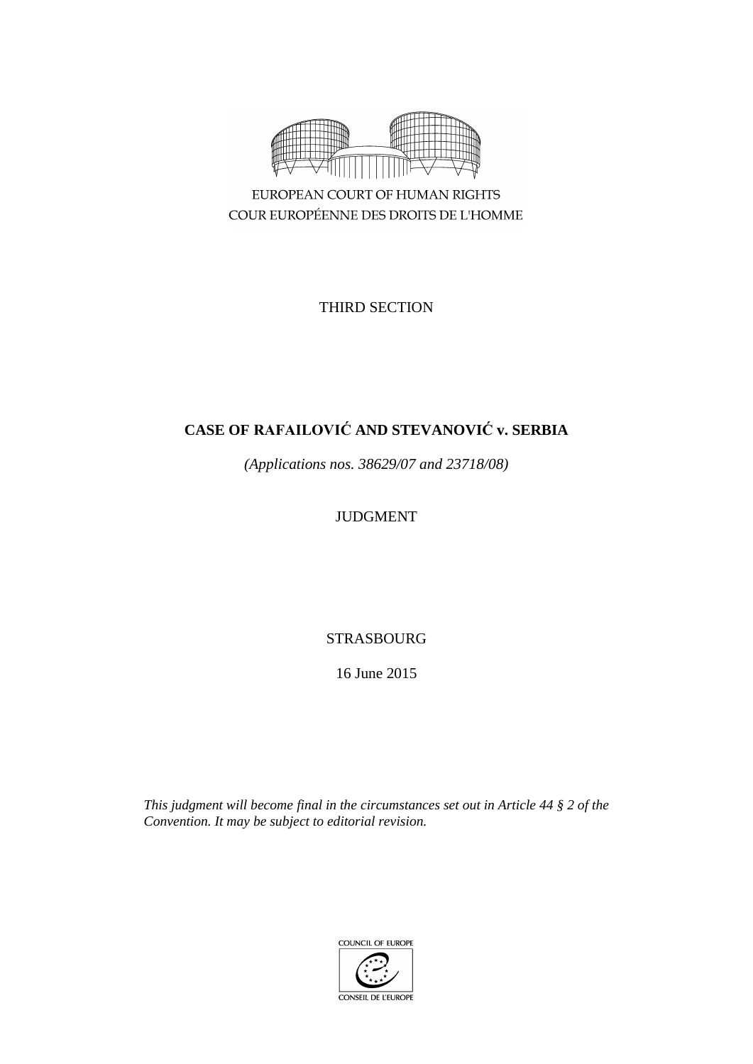EUROPEAN COURT OF HUMAN RIGHTS

COUR EUROPÉENNE DES DROITS DE L'HOMME

THIRD SECTION

# CASE OF RAFAILOVIĆ AND STEVANOVIĆ v. SERBIA

*(Applications nos. 38629/07 and 23718/08)*

JUDGMENT

STRASBOURG

16 June 2015

*This judgment will become final in the circumstances set out in Article 44 § 2 of the Convention. It may be subject to editorial revision.*

COUNCIL OF EUROPE

CONSEIL DE L'EUROPE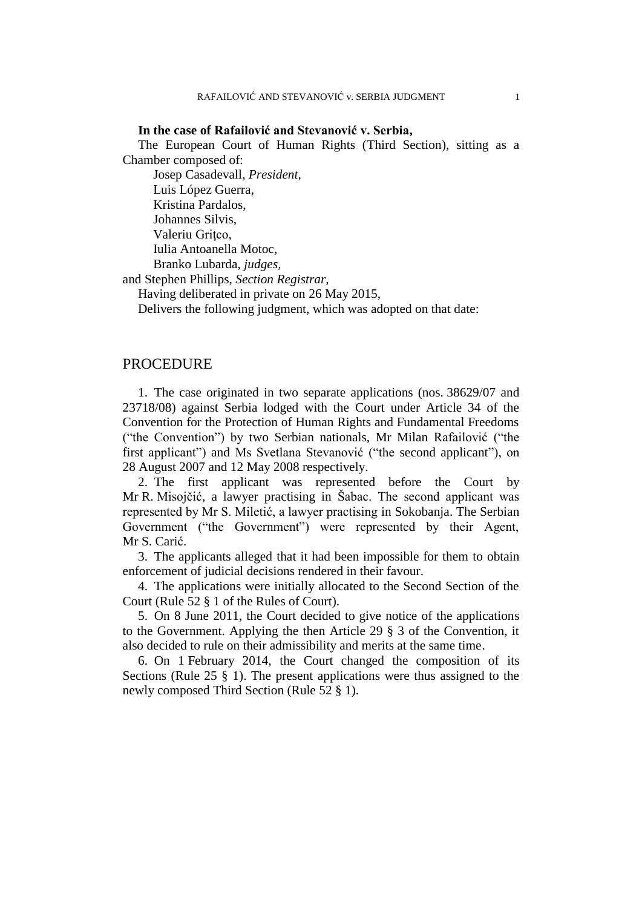**In the case of Rafailović and Stevanović v. Serbia,**

The European Court of Human Rights (Third Section), sitting as a Chamber composed of:

Josep Casadevall, *President,*
Luis López Guerra,
Kristina Pardalos,
Johannes Silvis,
Valeriu Griţco,
Iulia Antoanella Motoc,
Branko Lubarda, *judges,*
and Stephen Phillips, *Section Registrar,*

Having deliberated in private on 26 May 2015,

Delivers the following judgment, which was adopted on that date:

## PROCEDURE

1. The case originated in two separate applications (nos. 38629/07 and 23718/08) against Serbia lodged with the Court under Article 34 of the Convention for the Protection of Human Rights and Fundamental Freedoms ("the Convention") by two Serbian nationals, Mr Milan Rafailović ("the first applicant") and Ms Svetlana Stevanović ("the second applicant"), on 28 August 2007 and 12 May 2008 respectively.

2. The first applicant was represented before the Court by Mr R. Misojčić, a lawyer practising in Šabac. The second applicant was represented by Mr S. Miletić, a lawyer practising in Sokobanja. The Serbian Government ("the Government") were represented by their Agent, Mr S. Carić.

3. The applicants alleged that it had been impossible for them to obtain enforcement of judicial decisions rendered in their favour.

4. The applications were initially allocated to the Second Section of the Court (Rule 52 § 1 of the Rules of Court).

5. On 8 June 2011, the Court decided to give notice of the applications to the Government. Applying the then Article 29 § 3 of the Convention, it also decided to rule on their admissibility and merits at the same time.

6. On 1 February 2014, the Court changed the composition of its Sections (Rule 25 § 1). The present applications were thus assigned to the newly composed Third Section (Rule 52 § 1).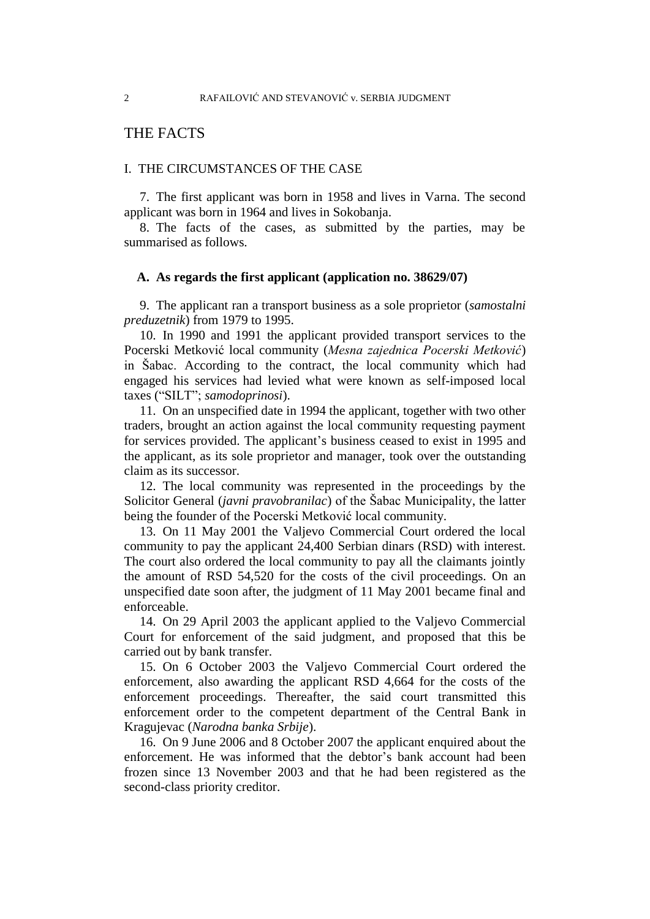# THE FACTS

## I. THE CIRCUMSTANCES OF THE CASE

7. The first applicant was born in 1958 and lives in Varna. The second applicant was born in 1964 and lives in Sokobanja.

8. The facts of the cases, as submitted by the parties, may be summarised as follows.

### A. As regards the first applicant (application no. 38629/07)

9. The applicant ran a transport business as a sole proprietor (*samostalni preduzetnik*) from 1979 to 1995.

10. In 1990 and 1991 the applicant provided transport services to the Pocerski Metković local community (*Mesna zajednica Pocerski Metković*) in Šabac. According to the contract, the local community which had engaged his services had levied what were known as self-imposed local taxes ("SILT"; *samodoprinosi*).

11. On an unspecified date in 1994 the applicant, together with two other traders, brought an action against the local community requesting payment for services provided. The applicant's business ceased to exist in 1995 and the applicant, as its sole proprietor and manager, took over the outstanding claim as its successor.

12. The local community was represented in the proceedings by the Solicitor General (*javni pravobranilac*) of the Šabac Municipality, the latter being the founder of the Pocerski Metković local community.

13. On 11 May 2001 the Valjevo Commercial Court ordered the local community to pay the applicant 24,400 Serbian dinars (RSD) with interest. The court also ordered the local community to pay all the claimants jointly the amount of RSD 54,520 for the costs of the civil proceedings. On an unspecified date soon after, the judgment of 11 May 2001 became final and enforceable.

14. On 29 April 2003 the applicant applied to the Valjevo Commercial Court for enforcement of the said judgment, and proposed that this be carried out by bank transfer.

15. On 6 October 2003 the Valjevo Commercial Court ordered the enforcement, also awarding the applicant RSD 4,664 for the costs of the enforcement proceedings. Thereafter, the said court transmitted this enforcement order to the competent department of the Central Bank in Kragujevac (*Narodna banka Srbije*).

16. On 9 June 2006 and 8 October 2007 the applicant enquired about the enforcement. He was informed that the debtor's bank account had been frozen since 13 November 2003 and that he had been registered as the second-class priority creditor.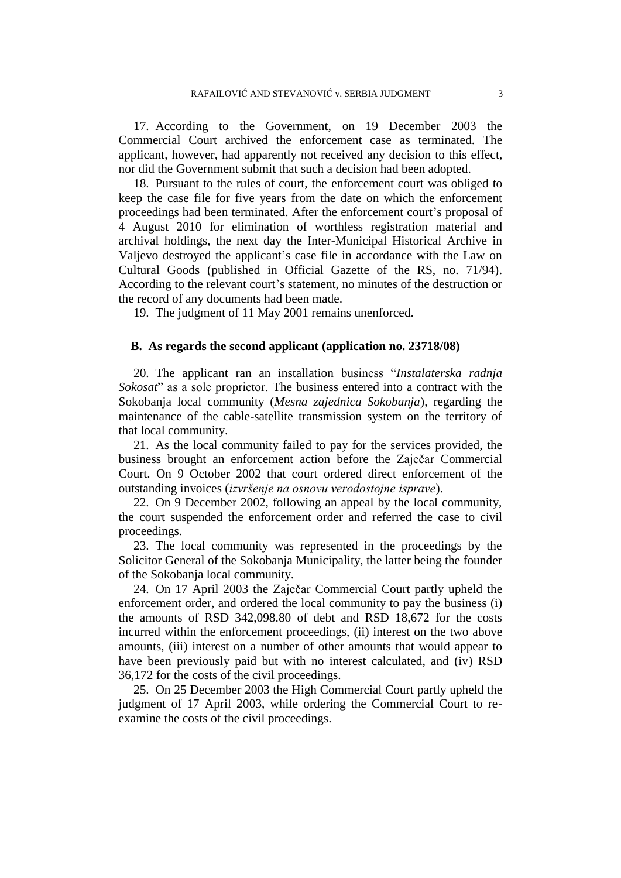17. According to the Government, on 19 December 2003 the Commercial Court archived the enforcement case as terminated. The applicant, however, had apparently not received any decision to this effect, nor did the Government submit that such a decision had been adopted.

18. Pursuant to the rules of court, the enforcement court was obliged to keep the case file for five years from the date on which the enforcement proceedings had been terminated. After the enforcement court's proposal of 4 August 2010 for elimination of worthless registration material and archival holdings, the next day the Inter-Municipal Historical Archive in Valjevo destroyed the applicant's case file in accordance with the Law on Cultural Goods (published in Official Gazette of the RS, no. 71/94). According to the relevant court's statement, no minutes of the destruction or the record of any documents had been made.

19. The judgment of 11 May 2001 remains unenforced.

### B. As regards the second applicant (application no. 23718/08)

20. The applicant ran an installation business "*Instalaterska radnja Sokosat*" as a sole proprietor. The business entered into a contract with the Sokobanja local community (*Mesna zajednica Sokobanja*), regarding the maintenance of the cable-satellite transmission system on the territory of that local community.

21. As the local community failed to pay for the services provided, the business brought an enforcement action before the Zaječar Commercial Court. On 9 October 2002 that court ordered direct enforcement of the outstanding invoices (*izvršenje na osnovu verodostojne isprave*).

22. On 9 December 2002, following an appeal by the local community, the court suspended the enforcement order and referred the case to civil proceedings.

23. The local community was represented in the proceedings by the Solicitor General of the Sokobanja Municipality, the latter being the founder of the Sokobanja local community.

24. On 17 April 2003 the Zaječar Commercial Court partly upheld the enforcement order, and ordered the local community to pay the business (i) the amounts of RSD 342,098.80 of debt and RSD 18,672 for the costs incurred within the enforcement proceedings, (ii) interest on the two above amounts, (iii) interest on a number of other amounts that would appear to have been previously paid but with no interest calculated, and (iv) RSD 36,172 for the costs of the civil proceedings.

25. On 25 December 2003 the High Commercial Court partly upheld the judgment of 17 April 2003, while ordering the Commercial Court to re-examine the costs of the civil proceedings.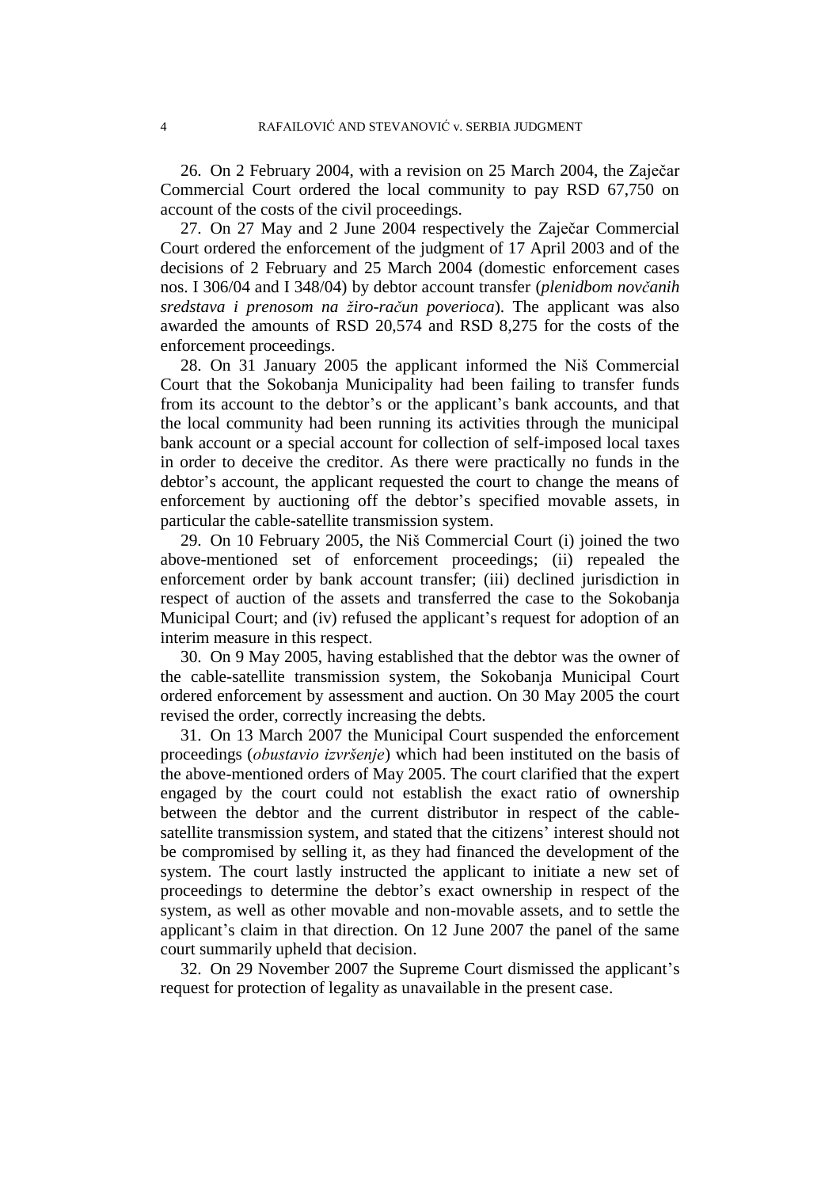26. On 2 February 2004, with a revision on 25 March 2004, the Zaječar Commercial Court ordered the local community to pay RSD 67,750 on account of the costs of the civil proceedings.

27. On 27 May and 2 June 2004 respectively the Zaječar Commercial Court ordered the enforcement of the judgment of 17 April 2003 and of the decisions of 2 February and 25 March 2004 (domestic enforcement cases nos. I 306/04 and I 348/04) by debtor account transfer (*plenidbom novčanih sredstava i prenosom na žiro-račun poverioca*). The applicant was also awarded the amounts of RSD 20,574 and RSD 8,275 for the costs of the enforcement proceedings.

28. On 31 January 2005 the applicant informed the Niš Commercial Court that the Sokobanja Municipality had been failing to transfer funds from its account to the debtor's or the applicant's bank accounts, and that the local community had been running its activities through the municipal bank account or a special account for collection of self-imposed local taxes in order to deceive the creditor. As there were practically no funds in the debtor's account, the applicant requested the court to change the means of enforcement by auctioning off the debtor's specified movable assets, in particular the cable-satellite transmission system.

29. On 10 February 2005, the Niš Commercial Court (i) joined the two above-mentioned set of enforcement proceedings; (ii) repealed the enforcement order by bank account transfer; (iii) declined jurisdiction in respect of auction of the assets and transferred the case to the Sokobanja Municipal Court; and (iv) refused the applicant's request for adoption of an interim measure in this respect.

30. On 9 May 2005, having established that the debtor was the owner of the cable-satellite transmission system, the Sokobanja Municipal Court ordered enforcement by assessment and auction. On 30 May 2005 the court revised the order, correctly increasing the debts.

31. On 13 March 2007 the Municipal Court suspended the enforcement proceedings (*obustavio izvršenje*) which had been instituted on the basis of the above-mentioned orders of May 2005. The court clarified that the expert engaged by the court could not establish the exact ratio of ownership between the debtor and the current distributor in respect of the cable-satellite transmission system, and stated that the citizens' interest should not be compromised by selling it, as they had financed the development of the system. The court lastly instructed the applicant to initiate a new set of proceedings to determine the debtor's exact ownership in respect of the system, as well as other movable and non-movable assets, and to settle the applicant's claim in that direction. On 12 June 2007 the panel of the same court summarily upheld that decision.

32. On 29 November 2007 the Supreme Court dismissed the applicant's request for protection of legality as unavailable in the present case.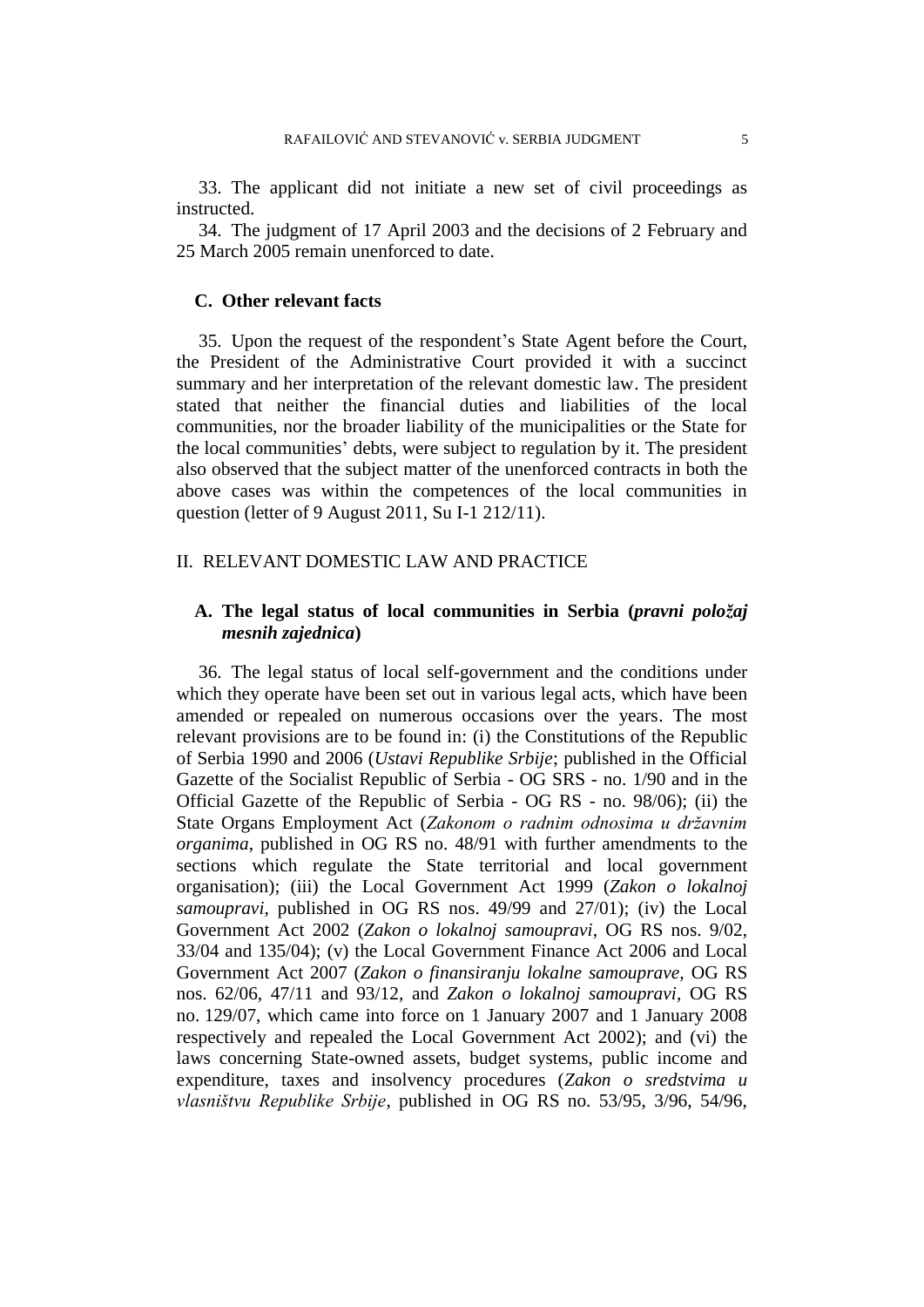33. The applicant did not initiate a new set of civil proceedings as instructed.

34. The judgment of 17 April 2003 and the decisions of 2 February and 25 March 2005 remain unenforced to date.

### C. Other relevant facts

35. Upon the request of the respondent's State Agent before the Court, the President of the Administrative Court provided it with a succinct summary and her interpretation of the relevant domestic law. The president stated that neither the financial duties and liabilities of the local communities, nor the broader liability of the municipalities or the State for the local communities' debts, were subject to regulation by it. The president also observed that the subject matter of the unenforced contracts in both the above cases was within the competences of the local communities in question (letter of 9 August 2011, Su I-1 212/11).

## II. RELEVANT DOMESTIC LAW AND PRACTICE

### A. The legal status of local communities in Serbia (*pravni položaj mesnih zajednica*)

36. The legal status of local self-government and the conditions under which they operate have been set out in various legal acts, which have been amended or repealed on numerous occasions over the years. The most relevant provisions are to be found in: (i) the Constitutions of the Republic of Serbia 1990 and 2006 (*Ustavi Republike Srbije*; published in the Official Gazette of the Socialist Republic of Serbia - OG SRS - no. 1/90 and in the Official Gazette of the Republic of Serbia - OG RS - no. 98/06); (ii) the State Organs Employment Act (*Zakonom o radnim odnosima u državnim organima*, published in OG RS no. 48/91 with further amendments to the sections which regulate the State territorial and local government organisation); (iii) the Local Government Act 1999 (*Zakon o lokalnoj samoupravi*, published in OG RS nos. 49/99 and 27/01); (iv) the Local Government Act 2002 (*Zakon o lokalnoj samoupravi*, OG RS nos. 9/02, 33/04 and 135/04); (v) the Local Government Finance Act 2006 and Local Government Act 2007 (*Zakon o finansiranju lokalne samouprave,* OG RS nos. 62/06, 47/11 and 93/12, and *Zakon o lokalnoj samoupravi*, OG RS no. 129/07, which came into force on 1 January 2007 and 1 January 2008 respectively and repealed the Local Government Act 2002); and (vi) the laws concerning State-owned assets, budget systems, public income and expenditure, taxes and insolvency procedures (*Zakon o sredstvima u vlasništvu Republike Srbije*, published in OG RS no. 53/95, 3/96, 54/96,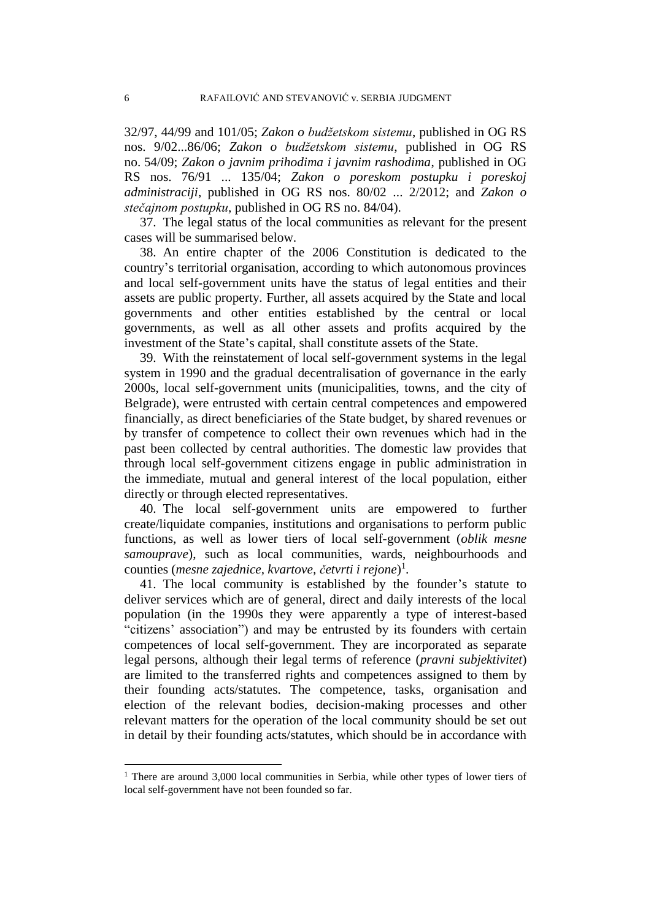32/97, 44/99 and 101/05; *Zakon o budžetskom sistemu*, published in OG RS nos. 9/02...86/06; *Zakon o budžetskom sistemu*, published in OG RS no. 54/09; *Zakon o javnim prihodima i javnim rashodima*, published in OG RS nos. 76/91 ... 135/04; *Zakon o poreskom postupku i poreskoj administraciji*, published in OG RS nos. 80/02 ... 2/2012; and *Zakon o stečajnom postupku*, published in OG RS no. 84/04).

37. The legal status of the local communities as relevant for the present cases will be summarised below.

38. An entire chapter of the 2006 Constitution is dedicated to the country's territorial organisation, according to which autonomous provinces and local self-government units have the status of legal entities and their assets are public property. Further, all assets acquired by the State and local governments and other entities established by the central or local governments, as well as all other assets and profits acquired by the investment of the State's capital, shall constitute assets of the State.

39. With the reinstatement of local self-government systems in the legal system in 1990 and the gradual decentralisation of governance in the early 2000s, local self-government units (municipalities, towns, and the city of Belgrade), were entrusted with certain central competences and empowered financially, as direct beneficiaries of the State budget, by shared revenues or by transfer of competence to collect their own revenues which had in the past been collected by central authorities. The domestic law provides that through local self-government citizens engage in public administration in the immediate, mutual and general interest of the local population, either directly or through elected representatives.

40. The local self-government units are empowered to further create/liquidate companies, institutions and organisations to perform public functions, as well as lower tiers of local self-government (*oblik mesne samouprave*), such as local communities, wards, neighbourhoods and counties (*mesne zajednice, kvartove, četvrti i rejone*)[1].

41. The local community is established by the founder's statute to deliver services which are of general, direct and daily interests of the local population (in the 1990s they were apparently a type of interest-based "citizens' association") and may be entrusted by its founders with certain competences of local self-government. They are incorporated as separate legal persons, although their legal terms of reference (*pravni subjektivitet*) are limited to the transferred rights and competences assigned to them by their founding acts/statutes. The competence, tasks, organisation and election of the relevant bodies, decision-making processes and other relevant matters for the operation of the local community should be set out in detail by their founding acts/statutes, which should be in accordance with

---

[1] There are around 3,000 local communities in Serbia, while other types of lower tiers of local self-government have not been founded so far.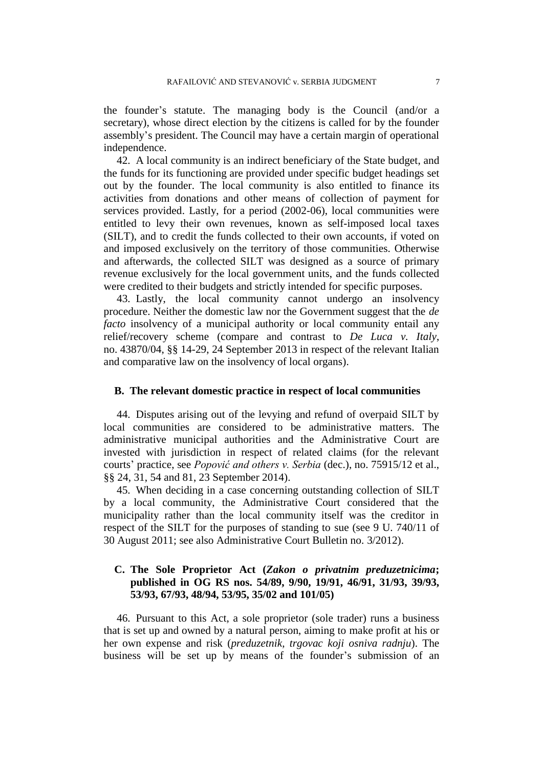the founder's statute. The managing body is the Council (and/or a secretary), whose direct election by the citizens is called for by the founder assembly's president. The Council may have a certain margin of operational independence.

42. A local community is an indirect beneficiary of the State budget, and the funds for its functioning are provided under specific budget headings set out by the founder. The local community is also entitled to finance its activities from donations and other means of collection of payment for services provided. Lastly, for a period (2002-06), local communities were entitled to levy their own revenues, known as self-imposed local taxes (SILT), and to credit the funds collected to their own accounts, if voted on and imposed exclusively on the territory of those communities. Otherwise and afterwards, the collected SILT was designed as a source of primary revenue exclusively for the local government units, and the funds collected were credited to their budgets and strictly intended for specific purposes.

43. Lastly, the local community cannot undergo an insolvency procedure. Neither the domestic law nor the Government suggest that the *de facto* insolvency of a municipal authority or local community entail any relief/recovery scheme (compare and contrast to *De Luca v. Italy*, no. 43870/04, §§ 14-29, 24 September 2013 in respect of the relevant Italian and comparative law on the insolvency of local organs).

### B. The relevant domestic practice in respect of local communities

44. Disputes arising out of the levying and refund of overpaid SILT by local communities are considered to be administrative matters. The administrative municipal authorities and the Administrative Court are invested with jurisdiction in respect of related claims (for the relevant courts' practice, see *Popović and others v. Serbia* (dec.), no. 75915/12 et al., §§ 24, 31, 54 and 81, 23 September 2014).

45. When deciding in a case concerning outstanding collection of SILT by a local community, the Administrative Court considered that the municipality rather than the local community itself was the creditor in respect of the SILT for the purposes of standing to sue (see 9 U. 740/11 of 30 August 2011; see also Administrative Court Bulletin no. 3/2012).

### C. The Sole Proprietor Act (*Zakon o privatnim preduzetnicima*; published in OG RS nos. 54/89, 9/90, 19/91, 46/91, 31/93, 39/93, 53/93, 67/93, 48/94, 53/95, 35/02 and 101/05)

46. Pursuant to this Act, a sole proprietor (sole trader) runs a business that is set up and owned by a natural person, aiming to make profit at his or her own expense and risk (*preduzetnik, trgovac koji osniva radnju*). The business will be set up by means of the founder's submission of an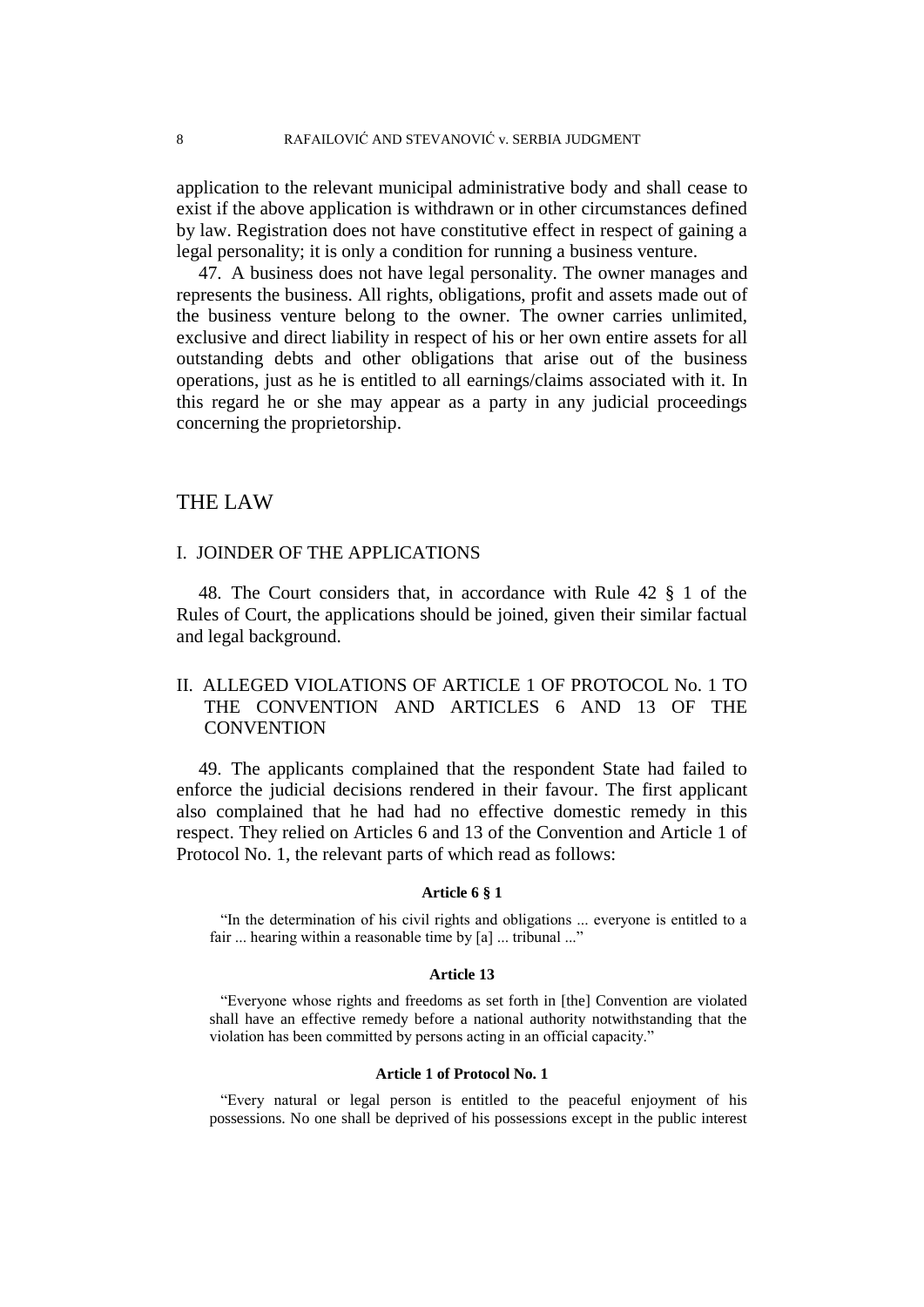application to the relevant municipal administrative body and shall cease to exist if the above application is withdrawn or in other circumstances defined by law. Registration does not have constitutive effect in respect of gaining a legal personality; it is only a condition for running a business venture.

47. A business does not have legal personality. The owner manages and represents the business. All rights, obligations, profit and assets made out of the business venture belong to the owner. The owner carries unlimited, exclusive and direct liability in respect of his or her own entire assets for all outstanding debts and other obligations that arise out of the business operations, just as he is entitled to all earnings/claims associated with it. In this regard he or she may appear as a party in any judicial proceedings concerning the proprietorship.

# THE LAW

## I. JOINDER OF THE APPLICATIONS

48. The Court considers that, in accordance with Rule 42 § 1 of the Rules of Court, the applications should be joined, given their similar factual and legal background.

## II. ALLEGED VIOLATIONS OF ARTICLE 1 OF PROTOCOL No. 1 TO THE CONVENTION AND ARTICLES 6 AND 13 OF THE CONVENTION

49. The applicants complained that the respondent State had failed to enforce the judicial decisions rendered in their favour. The first applicant also complained that he had had no effective domestic remedy in this respect. They relied on Articles 6 and 13 of the Convention and Article 1 of Protocol No. 1, the relevant parts of which read as follows:

**Article 6 § 1**

"In the determination of his civil rights and obligations ... everyone is entitled to a fair ... hearing within a reasonable time by [a] ... tribunal ..."

**Article 13**

"Everyone whose rights and freedoms as set forth in [the] Convention are violated shall have an effective remedy before a national authority notwithstanding that the violation has been committed by persons acting in an official capacity."

**Article 1 of Protocol No. 1**

"Every natural or legal person is entitled to the peaceful enjoyment of his possessions. No one shall be deprived of his possessions except in the public interest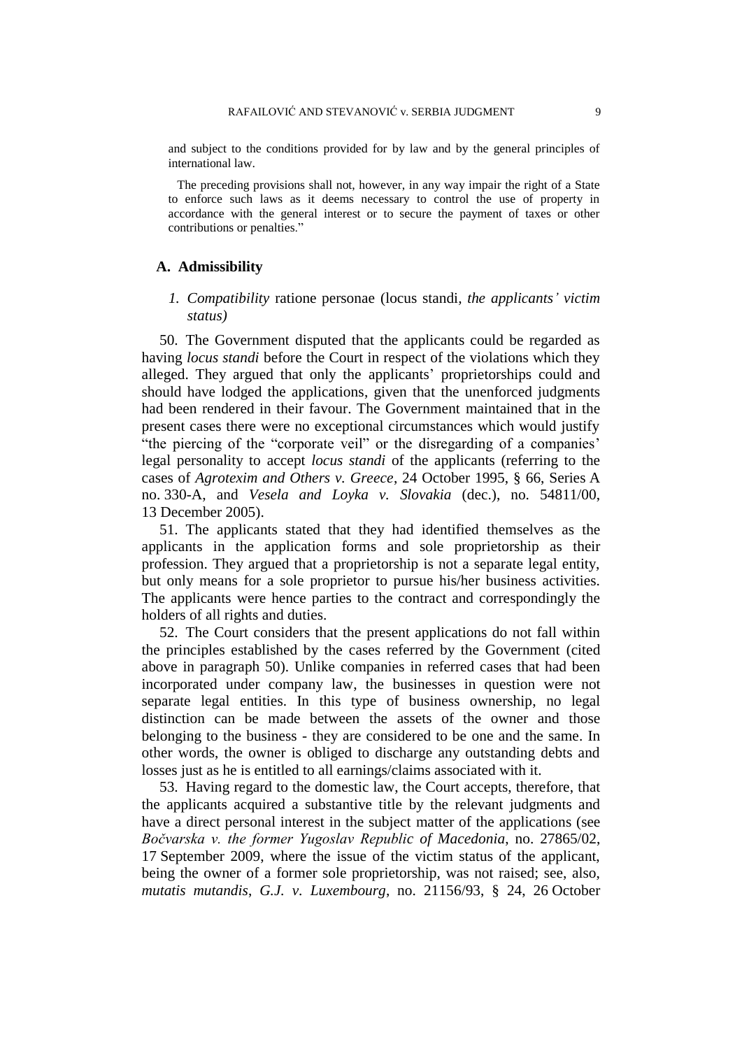and subject to the conditions provided for by law and by the general principles of international law.

The preceding provisions shall not, however, in any way impair the right of a State to enforce such laws as it deems necessary to control the use of property in accordance with the general interest or to secure the payment of taxes or other contributions or penalties."

## A. Admissibility

### *1. Compatibility* ratione personae (locus standi*, the applicants' victim status)*

50. The Government disputed that the applicants could be regarded as having *locus standi* before the Court in respect of the violations which they alleged. They argued that only the applicants' proprietorships could and should have lodged the applications, given that the unenforced judgments had been rendered in their favour. The Government maintained that in the present cases there were no exceptional circumstances which would justify "the piercing of the "corporate veil" or the disregarding of a companies' legal personality to accept *locus standi* of the applicants (referring to the cases of *Agrotexim and Others v. Greece*, 24 October 1995, § 66, Series A no. 330-A, and *Vesela and Loyka v. Slovakia* (dec.), no. 54811/00, 13 December 2005).

51. The applicants stated that they had identified themselves as the applicants in the application forms and sole proprietorship as their profession. They argued that a proprietorship is not a separate legal entity, but only means for a sole proprietor to pursue his/her business activities. The applicants were hence parties to the contract and correspondingly the holders of all rights and duties.

52. The Court considers that the present applications do not fall within the principles established by the cases referred by the Government (cited above in paragraph 50). Unlike companies in referred cases that had been incorporated under company law, the businesses in question were not separate legal entities. In this type of business ownership, no legal distinction can be made between the assets of the owner and those belonging to the business - they are considered to be one and the same. In other words, the owner is obliged to discharge any outstanding debts and losses just as he is entitled to all earnings/claims associated with it.

53. Having regard to the domestic law, the Court accepts, therefore, that the applicants acquired a substantive title by the relevant judgments and have a direct personal interest in the subject matter of the applications (see *Bočvarska v. the former Yugoslav Republic of Macedonia*, no. 27865/02, 17 September 2009, where the issue of the victim status of the applicant, being the owner of a former sole proprietorship, was not raised; see, also, *mutatis mutandis*, *G.J. v. Luxembourg*, no. 21156/93, § 24, 26 October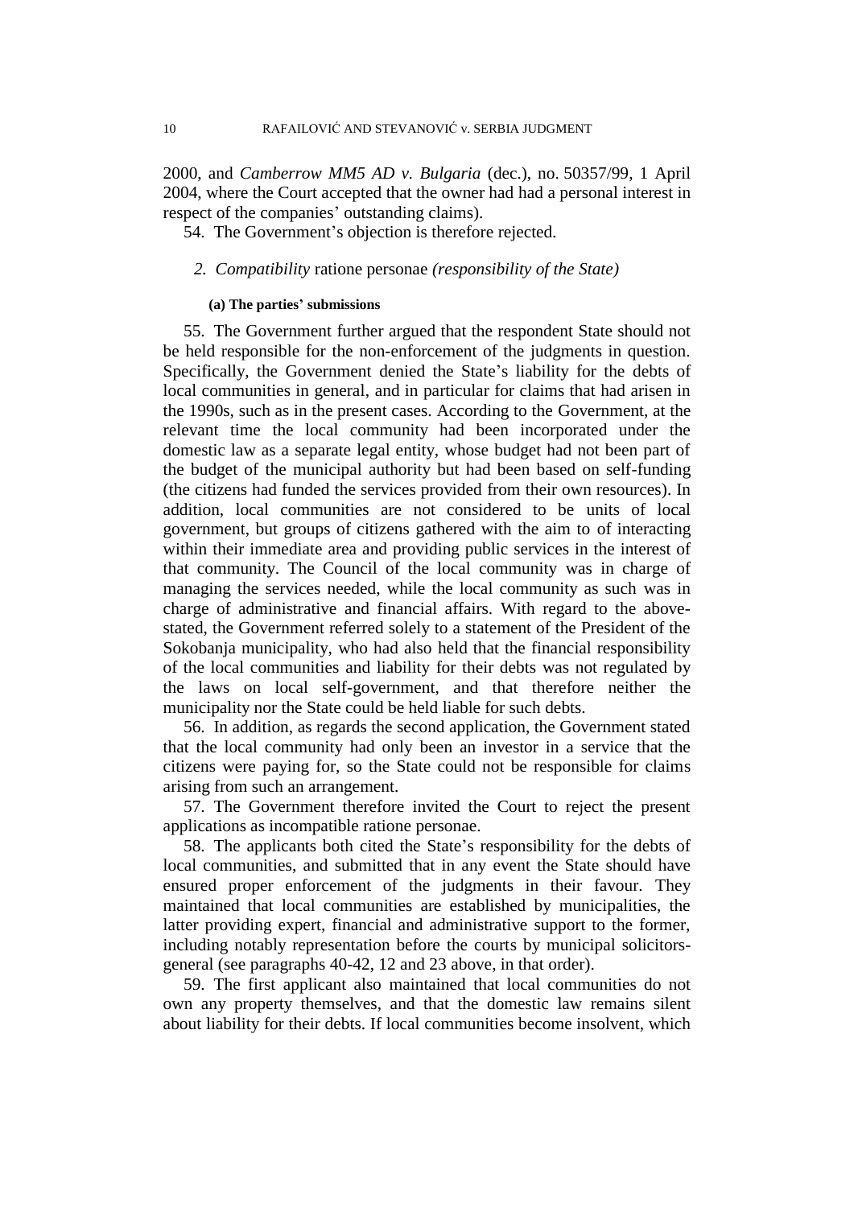2000, and *Camberrow MM5 AD v. Bulgaria* (dec.), no. 50357/99, 1 April 2004, where the Court accepted that the owner had had a personal interest in respect of the companies' outstanding claims).

54. The Government's objection is therefore rejected.

### *2. Compatibility* ratione personae *(responsibility of the State)*

#### (a) The parties' submissions

55. The Government further argued that the respondent State should not be held responsible for the non-enforcement of the judgments in question. Specifically, the Government denied the State's liability for the debts of local communities in general, and in particular for claims that had arisen in the 1990s, such as in the present cases. According to the Government, at the relevant time the local community had been incorporated under the domestic law as a separate legal entity, whose budget had not been part of the budget of the municipal authority but had been based on self-funding (the citizens had funded the services provided from their own resources). In addition, local communities are not considered to be units of local government, but groups of citizens gathered with the aim to of interacting within their immediate area and providing public services in the interest of that community. The Council of the local community was in charge of managing the services needed, while the local community as such was in charge of administrative and financial affairs. With regard to the above-stated, the Government referred solely to a statement of the President of the Sokobanja municipality, who had also held that the financial responsibility of the local communities and liability for their debts was not regulated by the laws on local self-government, and that therefore neither the municipality nor the State could be held liable for such debts.

56. In addition, as regards the second application, the Government stated that the local community had only been an investor in a service that the citizens were paying for, so the State could not be responsible for claims arising from such an arrangement.

57. The Government therefore invited the Court to reject the present applications as incompatible ratione personae.

58. The applicants both cited the State's responsibility for the debts of local communities, and submitted that in any event the State should have ensured proper enforcement of the judgments in their favour. They maintained that local communities are established by municipalities, the latter providing expert, financial and administrative support to the former, including notably representation before the courts by municipal solicitors-general (see paragraphs 40-42, 12 and 23 above, in that order).

59. The first applicant also maintained that local communities do not own any property themselves, and that the domestic law remains silent about liability for their debts. If local communities become insolvent, which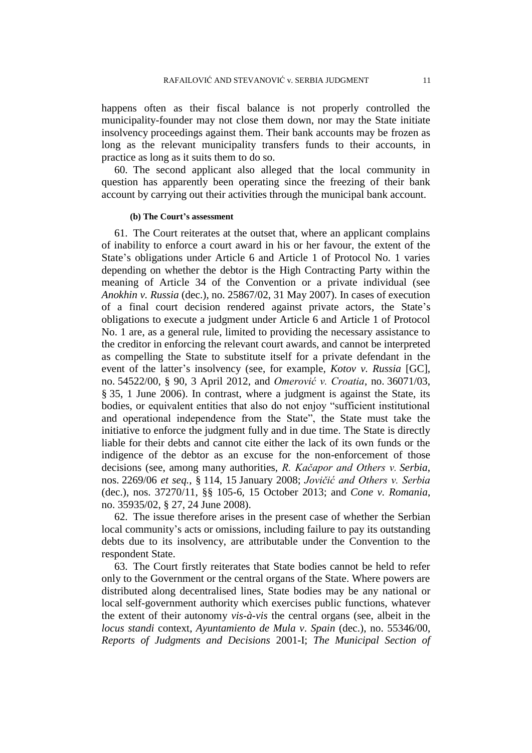happens often as their fiscal balance is not properly controlled the municipality-founder may not close them down, nor may the State initiate insolvency proceedings against them. Their bank accounts may be frozen as long as the relevant municipality transfers funds to their accounts, in practice as long as it suits them to do so.

60. The second applicant also alleged that the local community in question has apparently been operating since the freezing of their bank account by carrying out their activities through the municipal bank account.

#### (b) The Court's assessment

61. The Court reiterates at the outset that, where an applicant complains of inability to enforce a court award in his or her favour, the extent of the State's obligations under Article 6 and Article 1 of Protocol No. 1 varies depending on whether the debtor is the High Contracting Party within the meaning of Article 34 of the Convention or a private individual (see *Anokhin v. Russia* (dec.), no. 25867/02, 31 May 2007). In cases of execution of a final court decision rendered against private actors, the State's obligations to execute a judgment under Article 6 and Article 1 of Protocol No. 1 are, as a general rule, limited to providing the necessary assistance to the creditor in enforcing the relevant court awards, and cannot be interpreted as compelling the State to substitute itself for a private defendant in the event of the latter's insolvency (see, for example, *Kotov v. Russia* [GC], no. 54522/00, § 90, 3 April 2012, and *Omerović v. Croatia*, no. 36071/03, § 35, 1 June 2006). In contrast, where a judgment is against the State, its bodies, or equivalent entities that also do not enjoy "sufficient institutional and operational independence from the State", the State must take the initiative to enforce the judgment fully and in due time. The State is directly liable for their debts and cannot cite either the lack of its own funds or the indigence of the debtor as an excuse for the non-enforcement of those decisions (see, among many authorities, *R. Kačapor and Others v. Serbia*, nos. 2269/06 *et seq.*, § 114, 15 January 2008; *Jovičić and Others v. Serbia* (dec.), nos. 37270/11, §§ 105-6, 15 October 2013; and *Cone v. Romania*, no. 35935/02, § 27, 24 June 2008).

62. The issue therefore arises in the present case of whether the Serbian local community's acts or omissions, including failure to pay its outstanding debts due to its insolvency, are attributable under the Convention to the respondent State.

63. The Court firstly reiterates that State bodies cannot be held to refer only to the Government or the central organs of the State. Where powers are distributed along decentralised lines, State bodies may be any national or local self-government authority which exercises public functions, whatever the extent of their autonomy *vis-à-vis* the central organs (see, albeit in the *locus standi* context, *Ayuntamiento de Mula v. Spain* (dec.), no. 55346/00, *Reports of Judgments and Decisions* 2001-I; *The Municipal Section of*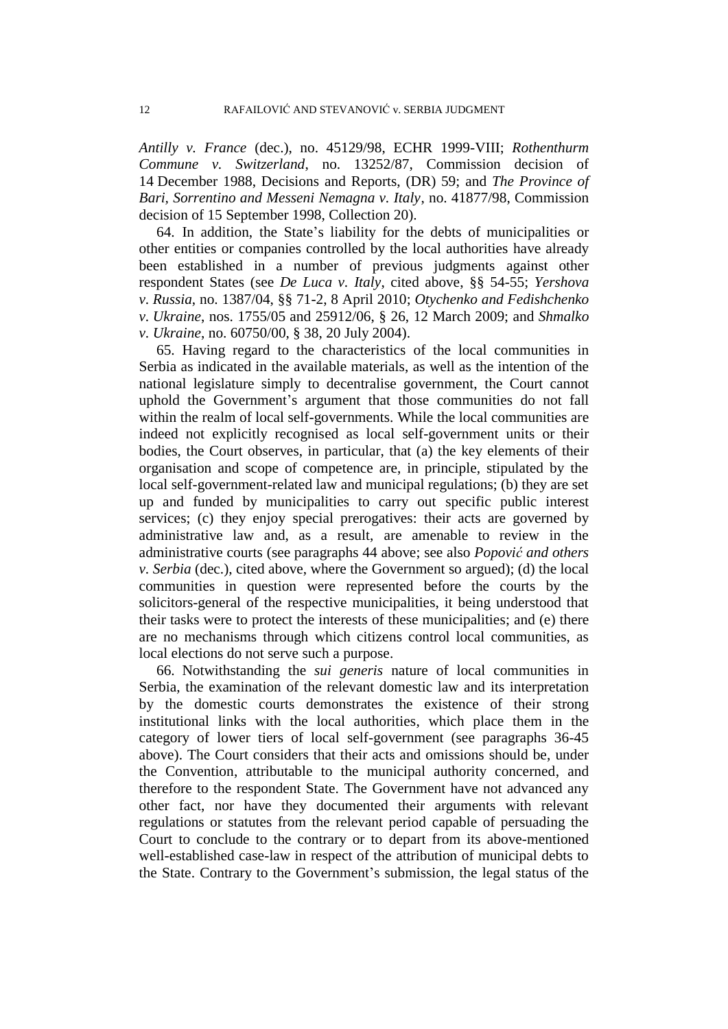*Antilly v. France* (dec.), no. 45129/98, ECHR 1999-VIII; *Rothenthurm Commune v. Switzerland*, no. 13252/87, Commission decision of 14 December 1988, Decisions and Reports, (DR) 59; and *The Province of Bari, Sorrentino and Messeni Nemagna v. Italy*, no. 41877/98, Commission decision of 15 September 1998, Collection 20).

64. In addition, the State's liability for the debts of municipalities or other entities or companies controlled by the local authorities have already been established in a number of previous judgments against other respondent States (see *De Luca v. Italy*, cited above, §§ 54-55; *Yershova v. Russia*, no. 1387/04, §§ 71-2, 8 April 2010; *Otychenko and Fedishchenko v. Ukraine*, nos. 1755/05 and 25912/06, § 26, 12 March 2009; and *Shmalko v. Ukraine*, no. 60750/00, § 38, 20 July 2004).

65. Having regard to the characteristics of the local communities in Serbia as indicated in the available materials, as well as the intention of the national legislature simply to decentralise government, the Court cannot uphold the Government's argument that those communities do not fall within the realm of local self-governments. While the local communities are indeed not explicitly recognised as local self-government units or their bodies, the Court observes, in particular, that (a) the key elements of their organisation and scope of competence are, in principle, stipulated by the local self-government-related law and municipal regulations; (b) they are set up and funded by municipalities to carry out specific public interest services; (c) they enjoy special prerogatives: their acts are governed by administrative law and, as a result, are amenable to review in the administrative courts (see paragraphs 44 above; see also *Popović and others v. Serbia* (dec.), cited above, where the Government so argued); (d) the local communities in question were represented before the courts by the solicitors-general of the respective municipalities, it being understood that their tasks were to protect the interests of these municipalities; and (e) there are no mechanisms through which citizens control local communities, as local elections do not serve such a purpose.

66. Notwithstanding the *sui generis* nature of local communities in Serbia, the examination of the relevant domestic law and its interpretation by the domestic courts demonstrates the existence of their strong institutional links with the local authorities, which place them in the category of lower tiers of local self-government (see paragraphs 36-45 above). The Court considers that their acts and omissions should be, under the Convention, attributable to the municipal authority concerned, and therefore to the respondent State. The Government have not advanced any other fact, nor have they documented their arguments with relevant regulations or statutes from the relevant period capable of persuading the Court to conclude to the contrary or to depart from its above-mentioned well-established case-law in respect of the attribution of municipal debts to the State. Contrary to the Government's submission, the legal status of the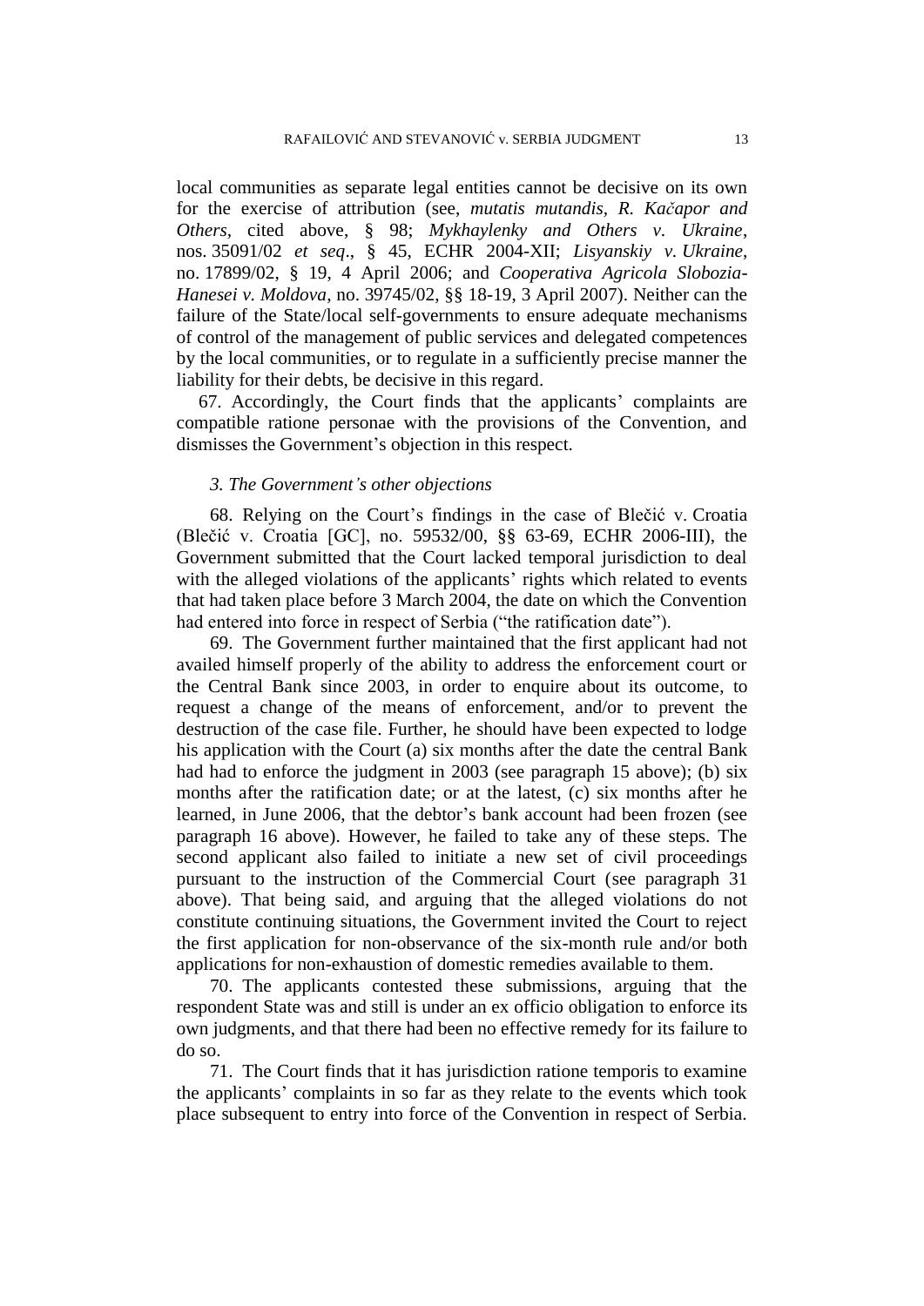local communities as separate legal entities cannot be decisive on its own for the exercise of attribution (see, *mutatis mutandis*, *R. Kačapor and Others*, cited above, § 98; *Mykhaylenky and Others v. Ukraine*, nos. 35091/02 *et seq*., § 45, ECHR 2004-XII; *Lisyanskiy v. Ukraine*, no. 17899/02, § 19, 4 April 2006; and *Cooperativa Agricola Slobozia-Hanesei v. Moldova*, no. 39745/02, §§ 18-19, 3 April 2007). Neither can the failure of the State/local self-governments to ensure adequate mechanisms of control of the management of public services and delegated competences by the local communities, or to regulate in a sufficiently precise manner the liability for their debts, be decisive in this regard.

67. Accordingly, the Court finds that the applicants' complaints are compatible ratione personae with the provisions of the Convention, and dismisses the Government's objection in this respect.

### *3. The Government's other objections*

68. Relying on the Court's findings in the case of Blečić v. Croatia (Blečić v. Croatia [GC], no. 59532/00, §§ 63-69, ECHR 2006-III), the Government submitted that the Court lacked temporal jurisdiction to deal with the alleged violations of the applicants' rights which related to events that had taken place before 3 March 2004, the date on which the Convention had entered into force in respect of Serbia ("the ratification date").

69. The Government further maintained that the first applicant had not availed himself properly of the ability to address the enforcement court or the Central Bank since 2003, in order to enquire about its outcome, to request a change of the means of enforcement, and/or to prevent the destruction of the case file. Further, he should have been expected to lodge his application with the Court (a) six months after the date the central Bank had had to enforce the judgment in 2003 (see paragraph 15 above); (b) six months after the ratification date; or at the latest, (c) six months after he learned, in June 2006, that the debtor's bank account had been frozen (see paragraph 16 above). However, he failed to take any of these steps. The second applicant also failed to initiate a new set of civil proceedings pursuant to the instruction of the Commercial Court (see paragraph 31 above). That being said, and arguing that the alleged violations do not constitute continuing situations, the Government invited the Court to reject the first application for non-observance of the six-month rule and/or both applications for non-exhaustion of domestic remedies available to them.

70. The applicants contested these submissions, arguing that the respondent State was and still is under an ex officio obligation to enforce its own judgments, and that there had been no effective remedy for its failure to do so.

71. The Court finds that it has jurisdiction ratione temporis to examine the applicants' complaints in so far as they relate to the events which took place subsequent to entry into force of the Convention in respect of Serbia.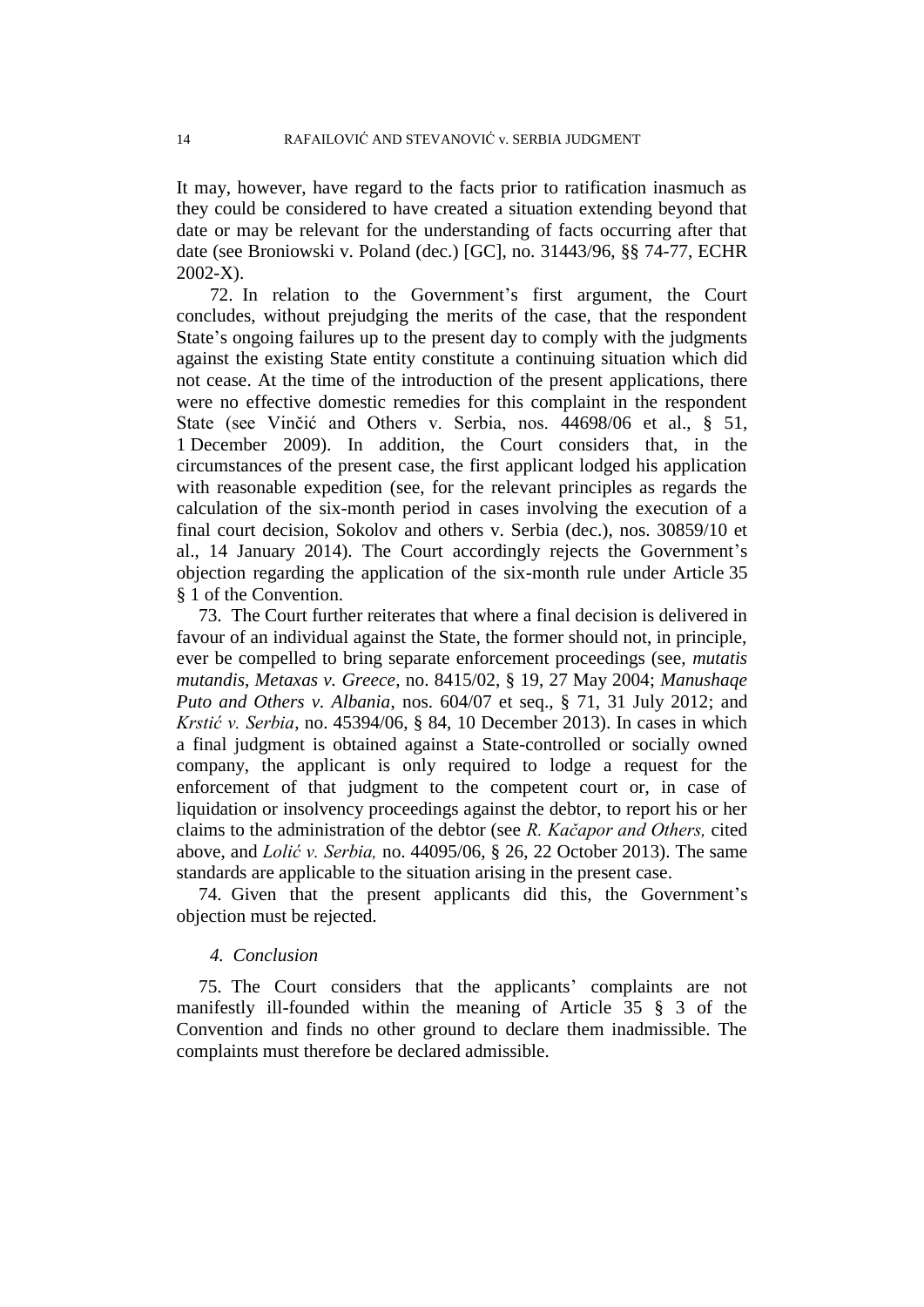It may, however, have regard to the facts prior to ratification inasmuch as they could be considered to have created a situation extending beyond that date or may be relevant for the understanding of facts occurring after that date (see Broniowski v. Poland (dec.) [GC], no. 31443/96, §§ 74-77, ECHR 2002-X).

72. In relation to the Government's first argument, the Court concludes, without prejudging the merits of the case, that the respondent State's ongoing failures up to the present day to comply with the judgments against the existing State entity constitute a continuing situation which did not cease. At the time of the introduction of the present applications, there were no effective domestic remedies for this complaint in the respondent State (see Vinčić and Others v. Serbia, nos. 44698/06 et al., § 51, 1 December 2009). In addition, the Court considers that, in the circumstances of the present case, the first applicant lodged his application with reasonable expedition (see, for the relevant principles as regards the calculation of the six-month period in cases involving the execution of a final court decision, Sokolov and others v. Serbia (dec.), nos. 30859/10 et al., 14 January 2014). The Court accordingly rejects the Government's objection regarding the application of the six-month rule under Article 35 § 1 of the Convention.

73. The Court further reiterates that where a final decision is delivered in favour of an individual against the State, the former should not, in principle, ever be compelled to bring separate enforcement proceedings (see, *mutatis mutandis*, *Metaxas v. Greece*, no. 8415/02, § 19, 27 May 2004; *Manushaqe Puto and Others v. Albania*, nos. 604/07 et seq., § 71, 31 July 2012; and *Krstić v. Serbia*, no. 45394/06, § 84, 10 December 2013). In cases in which a final judgment is obtained against a State-controlled or socially owned company, the applicant is only required to lodge a request for the enforcement of that judgment to the competent court or, in case of liquidation or insolvency proceedings against the debtor, to report his or her claims to the administration of the debtor (see *R. Kačapor and Others,* cited above, and *Lolić v. Serbia,* no. 44095/06, § 26, 22 October 2013). The same standards are applicable to the situation arising in the present case.

74. Given that the present applicants did this, the Government's objection must be rejected.

#### *4. Conclusion*

75. The Court considers that the applicants' complaints are not manifestly ill-founded within the meaning of Article 35 § 3 of the Convention and finds no other ground to declare them inadmissible. The complaints must therefore be declared admissible.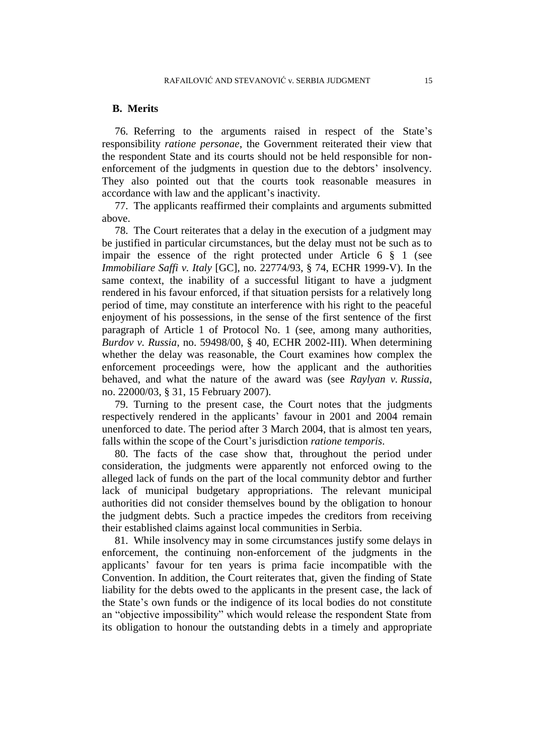## B. Merits

76. Referring to the arguments raised in respect of the State's responsibility *ratione personae*, the Government reiterated their view that the respondent State and its courts should not be held responsible for non-enforcement of the judgments in question due to the debtors' insolvency. They also pointed out that the courts took reasonable measures in accordance with law and the applicant's inactivity.

77. The applicants reaffirmed their complaints and arguments submitted above.

78. The Court reiterates that a delay in the execution of a judgment may be justified in particular circumstances, but the delay must not be such as to impair the essence of the right protected under Article 6 § 1 (see *Immobiliare Saffi v. Italy* [GC], no. 22774/93, § 74, ECHR 1999-V). In the same context, the inability of a successful litigant to have a judgment rendered in his favour enforced, if that situation persists for a relatively long period of time, may constitute an interference with his right to the peaceful enjoyment of his possessions, in the sense of the first sentence of the first paragraph of Article 1 of Protocol No. 1 (see, among many authorities, *Burdov v. Russia*, no. 59498/00, § 40, ECHR 2002-III). When determining whether the delay was reasonable, the Court examines how complex the enforcement proceedings were, how the applicant and the authorities behaved, and what the nature of the award was (see *Raylyan v. Russia*, no. 22000/03, § 31, 15 February 2007).

79. Turning to the present case, the Court notes that the judgments respectively rendered in the applicants' favour in 2001 and 2004 remain unenforced to date. The period after 3 March 2004, that is almost ten years, falls within the scope of the Court's jurisdiction *ratione temporis*.

80. The facts of the case show that, throughout the period under consideration, the judgments were apparently not enforced owing to the alleged lack of funds on the part of the local community debtor and further lack of municipal budgetary appropriations. The relevant municipal authorities did not consider themselves bound by the obligation to honour the judgment debts. Such a practice impedes the creditors from receiving their established claims against local communities in Serbia.

81. While insolvency may in some circumstances justify some delays in enforcement, the continuing non-enforcement of the judgments in the applicants' favour for ten years is prima facie incompatible with the Convention. In addition, the Court reiterates that, given the finding of State liability for the debts owed to the applicants in the present case, the lack of the State's own funds or the indigence of its local bodies do not constitute an "objective impossibility" which would release the respondent State from its obligation to honour the outstanding debts in a timely and appropriate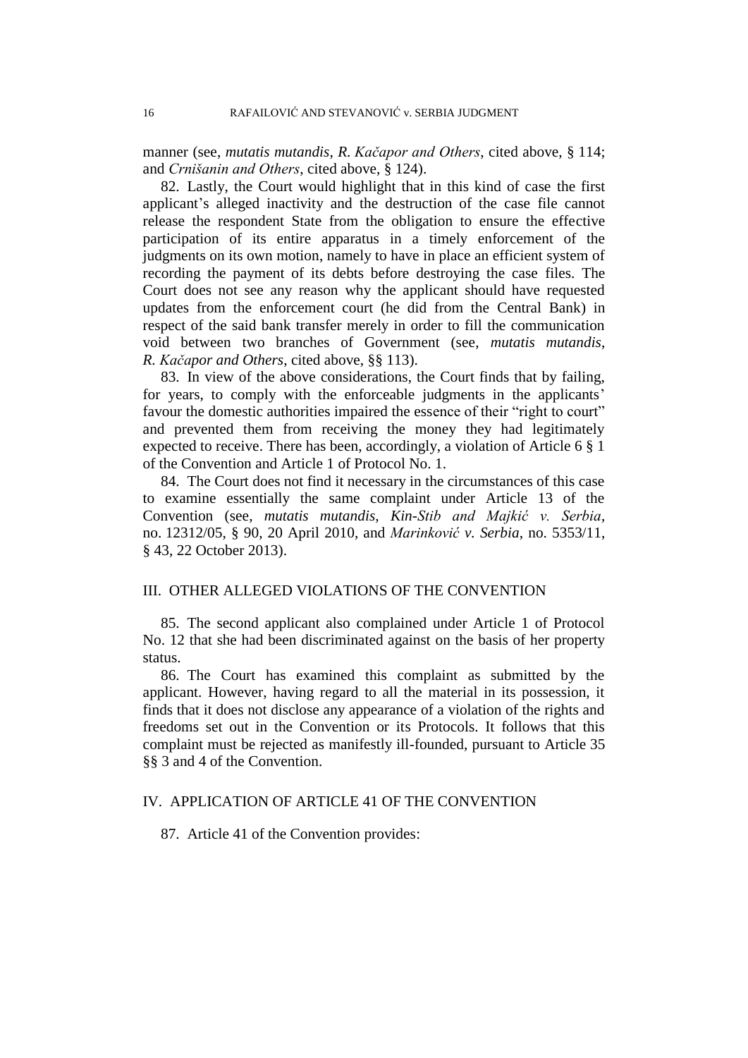manner (see, *mutatis mutandis*, *R. Kačapor and Others*, cited above, § 114; and *Crnišanin and Others*, cited above, § 124).

82. Lastly, the Court would highlight that in this kind of case the first applicant's alleged inactivity and the destruction of the case file cannot release the respondent State from the obligation to ensure the effective participation of its entire apparatus in a timely enforcement of the judgments on its own motion, namely to have in place an efficient system of recording the payment of its debts before destroying the case files. The Court does not see any reason why the applicant should have requested updates from the enforcement court (he did from the Central Bank) in respect of the said bank transfer merely in order to fill the communication void between two branches of Government (see, *mutatis mutandis*, *R. Kačapor and Others*, cited above, §§ 113).

83. In view of the above considerations, the Court finds that by failing, for years, to comply with the enforceable judgments in the applicants' favour the domestic authorities impaired the essence of their "right to court" and prevented them from receiving the money they had legitimately expected to receive. There has been, accordingly, a violation of Article 6 § 1 of the Convention and Article 1 of Protocol No. 1.

84. The Court does not find it necessary in the circumstances of this case to examine essentially the same complaint under Article 13 of the Convention (see, *mutatis mutandis*, *Kin-Stib and Majkić v. Serbia*, no. 12312/05, § 90, 20 April 2010, and *Marinković v. Serbia*, no. 5353/11, § 43, 22 October 2013).

## III. OTHER ALLEGED VIOLATIONS OF THE CONVENTION

85. The second applicant also complained under Article 1 of Protocol No. 12 that she had been discriminated against on the basis of her property status.

86. The Court has examined this complaint as submitted by the applicant. However, having regard to all the material in its possession, it finds that it does not disclose any appearance of a violation of the rights and freedoms set out in the Convention or its Protocols. It follows that this complaint must be rejected as manifestly ill-founded, pursuant to Article 35 §§ 3 and 4 of the Convention.

## IV. APPLICATION OF ARTICLE 41 OF THE CONVENTION

87. Article 41 of the Convention provides: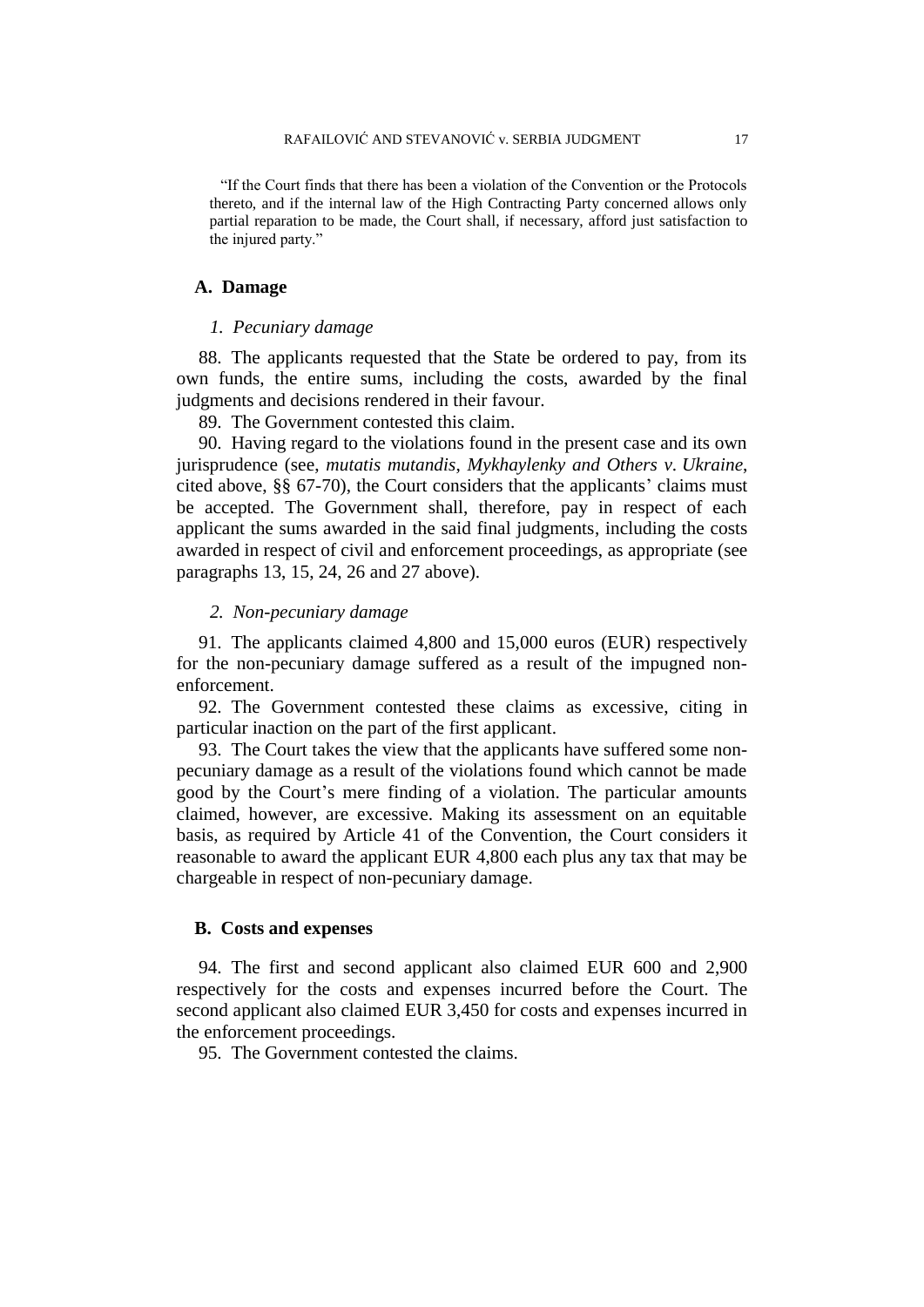"If the Court finds that there has been a violation of the Convention or the Protocols thereto, and if the internal law of the High Contracting Party concerned allows only partial reparation to be made, the Court shall, if necessary, afford just satisfaction to the injured party."

## A. Damage

### *1. Pecuniary damage*

88. The applicants requested that the State be ordered to pay, from its own funds, the entire sums, including the costs, awarded by the final judgments and decisions rendered in their favour.

89. The Government contested this claim.

90. Having regard to the violations found in the present case and its own jurisprudence (see, *mutatis mutandis*, *Mykhaylenky and Others v. Ukraine*, cited above, §§ 67-70), the Court considers that the applicants' claims must be accepted. The Government shall, therefore, pay in respect of each applicant the sums awarded in the said final judgments, including the costs awarded in respect of civil and enforcement proceedings, as appropriate (see paragraphs 13, 15, 24, 26 and 27 above).

### *2. Non-pecuniary damage*

91. The applicants claimed 4,800 and 15,000 euros (EUR) respectively for the non-pecuniary damage suffered as a result of the impugned non-enforcement.

92. The Government contested these claims as excessive, citing in particular inaction on the part of the first applicant.

93. The Court takes the view that the applicants have suffered some non-pecuniary damage as a result of the violations found which cannot be made good by the Court's mere finding of a violation. The particular amounts claimed, however, are excessive. Making its assessment on an equitable basis, as required by Article 41 of the Convention, the Court considers it reasonable to award the applicant EUR 4,800 each plus any tax that may be chargeable in respect of non-pecuniary damage.

## B. Costs and expenses

94. The first and second applicant also claimed EUR 600 and 2,900 respectively for the costs and expenses incurred before the Court. The second applicant also claimed EUR 3,450 for costs and expenses incurred in the enforcement proceedings.

95. The Government contested the claims.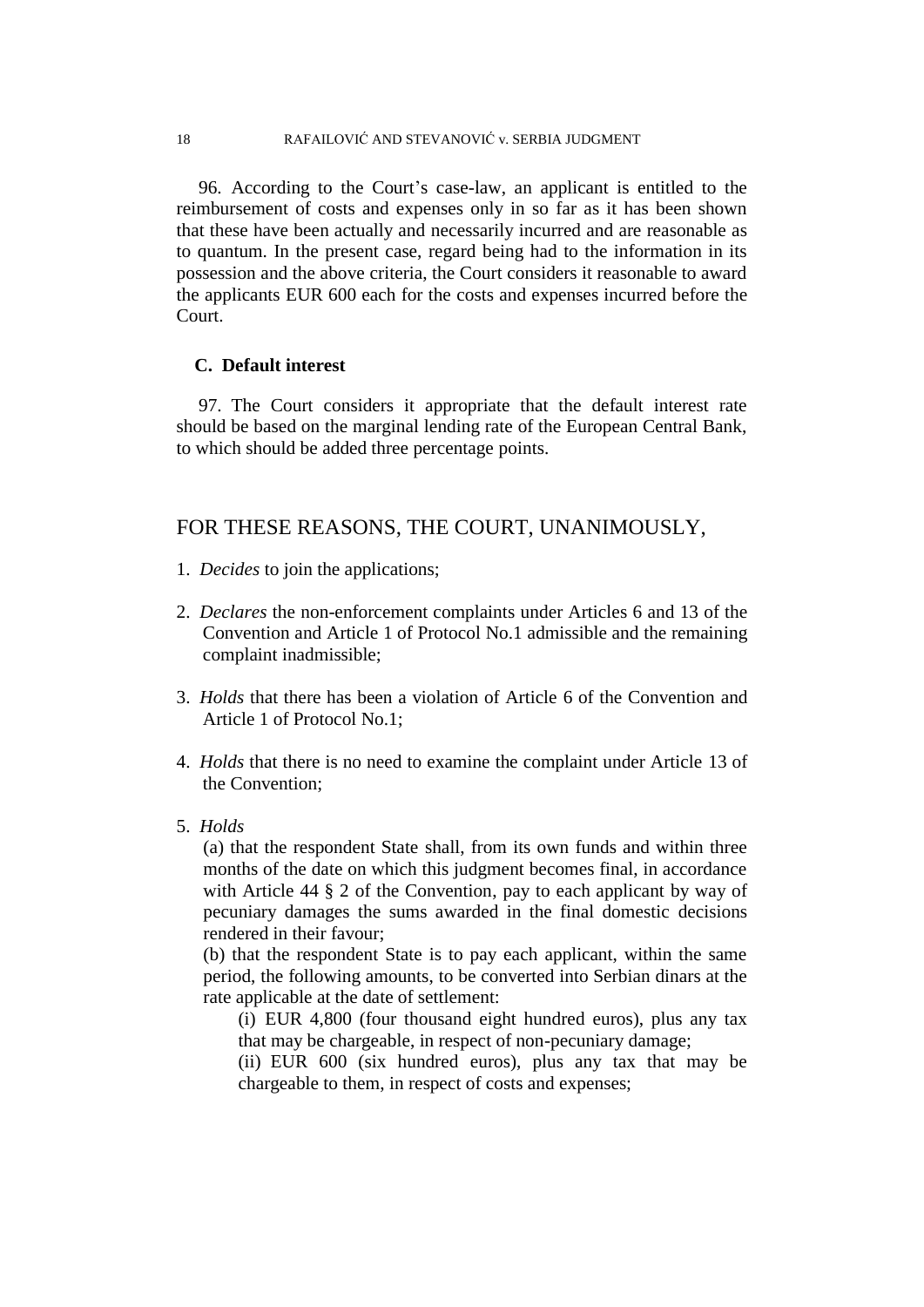96. According to the Court's case-law, an applicant is entitled to the reimbursement of costs and expenses only in so far as it has been shown that these have been actually and necessarily incurred and are reasonable as to quantum. In the present case, regard being had to the information in its possession and the above criteria, the Court considers it reasonable to award the applicants EUR 600 each for the costs and expenses incurred before the Court.

### C. Default interest

97. The Court considers it appropriate that the default interest rate should be based on the marginal lending rate of the European Central Bank, to which should be added three percentage points.

## FOR THESE REASONS, THE COURT, UNANIMOUSLY,

1. *Decides* to join the applications;

2. *Declares* the non-enforcement complaints under Articles 6 and 13 of the Convention and Article 1 of Protocol No.1 admissible and the remaining complaint inadmissible;

3. *Holds* that there has been a violation of Article 6 of the Convention and Article 1 of Protocol No.1;

4. *Holds* that there is no need to examine the complaint under Article 13 of the Convention;

5. *Holds*

   (a) that the respondent State shall, from its own funds and within three months of the date on which this judgment becomes final, in accordance with Article 44 § 2 of the Convention, pay to each applicant by way of pecuniary damages the sums awarded in the final domestic decisions rendered in their favour;

   (b) that the respondent State is to pay each applicant, within the same period, the following amounts, to be converted into Serbian dinars at the rate applicable at the date of settlement:

   (i) EUR 4,800 (four thousand eight hundred euros), plus any tax that may be chargeable, in respect of non-pecuniary damage;

   (ii) EUR 600 (six hundred euros), plus any tax that may be chargeable to them, in respect of costs and expenses;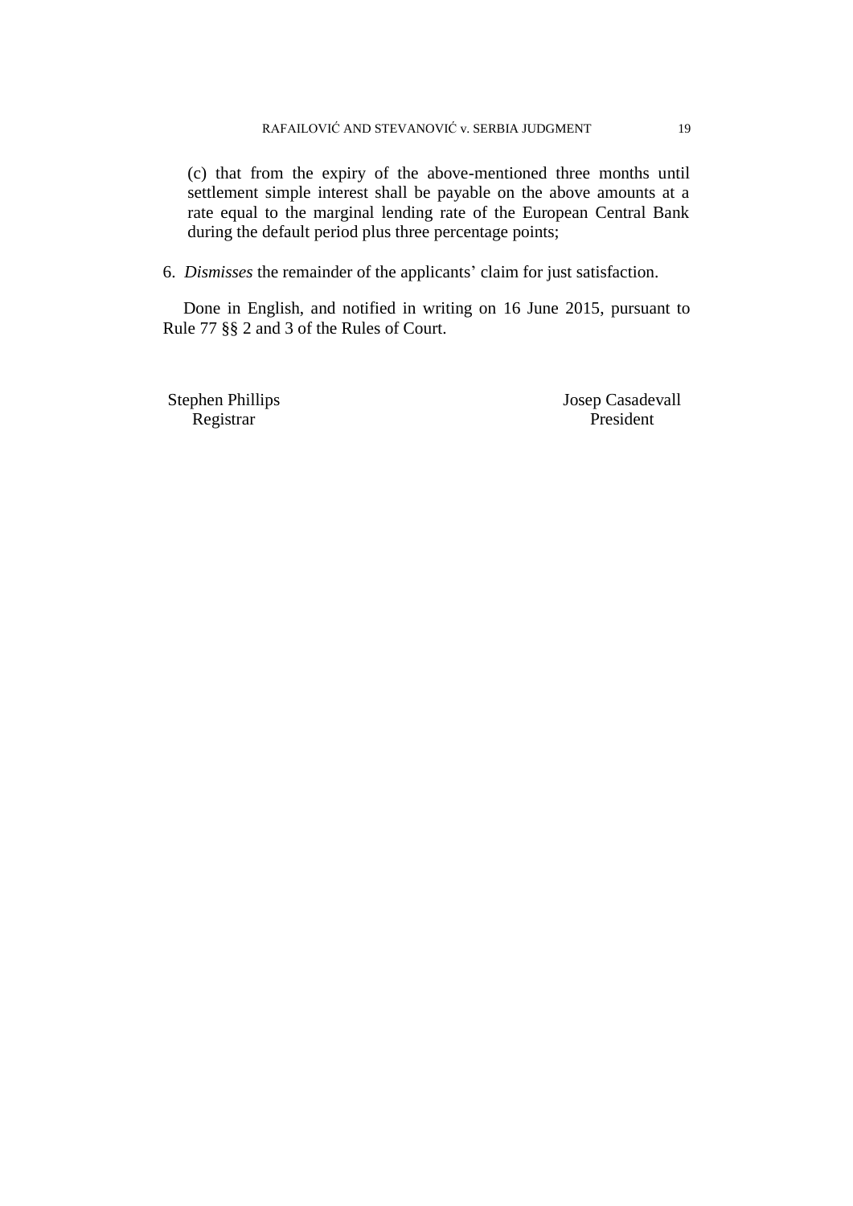(c) that from the expiry of the above-mentioned three months until settlement simple interest shall be payable on the above amounts at a rate equal to the marginal lending rate of the European Central Bank during the default period plus three percentage points;

6. *Dismisses* the remainder of the applicants' claim for just satisfaction.

Done in English, and notified in writing on 16 June 2015, pursuant to Rule 77 §§ 2 and 3 of the Rules of Court.

| | |
|---|---|
| Stephen Phillips<br>Registrar | Josep Casadevall<br>President |